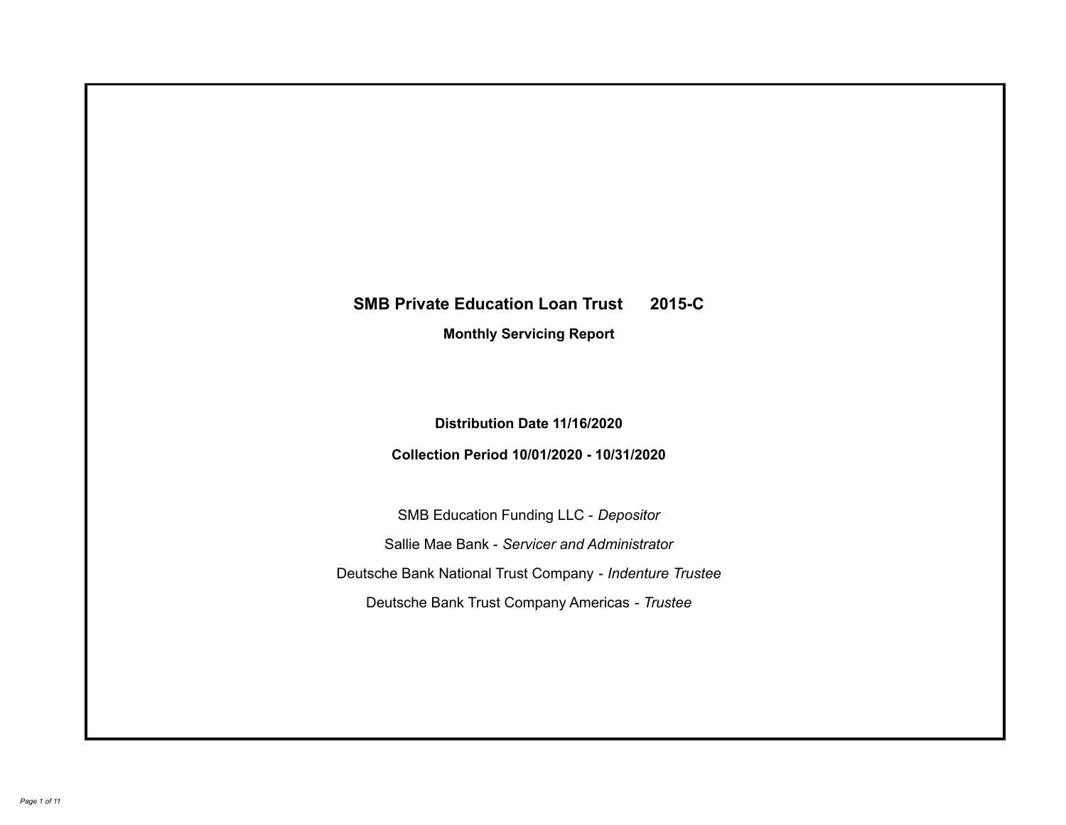# SMB Private Education Loan Trust 2015-C

## Monthly Servicing Report

**Distribution Date 11/16/2020**

**Collection Period 10/01/2020 - 10/31/2020**

SMB Education Funding LLC - *Depositor*

Sallie Mae Bank - *Servicer and Administrator*

Deutsche Bank National Trust Company - *Indenture Trustee*

Deutsche Bank Trust Company Americas - *Trustee*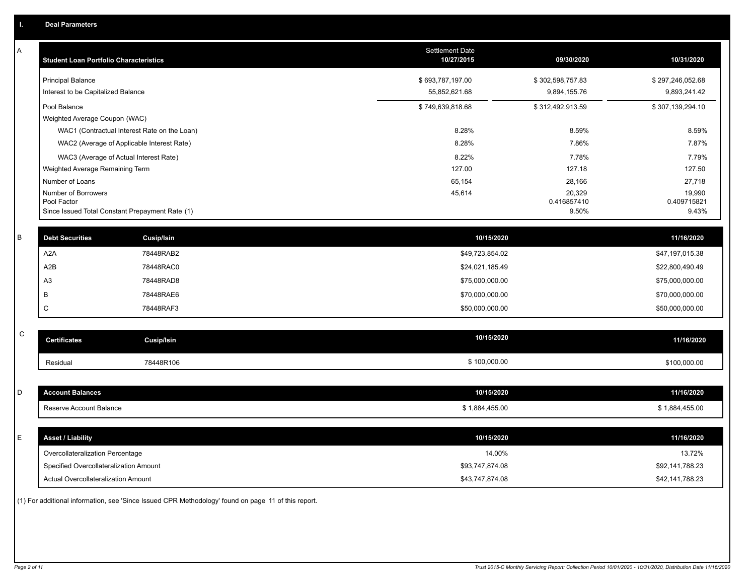## I. Deal Parameters

### A

| Student Loan Portfolio Characteristics | Settlement Date 10/27/2015 | 09/30/2020 | 10/31/2020 |
|---|---|---|---|
| Principal Balance | $ 693,787,197.00 | $ 302,598,757.83 | $ 297,246,052.68 |
| Interest to be Capitalized Balance | 55,852,621.68 | 9,894,155.76 | 9,893,241.42 |
| Pool Balance | $ 749,639,818.68 | $ 312,492,913.59 | $ 307,139,294.10 |
| Weighted Average Coupon (WAC) | | | |
| WAC1 (Contractual Interest Rate on the Loan) | 8.28% | 8.59% | 8.59% |
| WAC2 (Average of Applicable Interest Rate) | 8.28% | 7.86% | 7.87% |
| WAC3 (Average of Actual Interest Rate) | 8.22% | 7.78% | 7.79% |
| Weighted Average Remaining Term | 127.00 | 127.18 | 127.50 |
| Number of Loans | 65,154 | 28,166 | 27,718 |
| Number of Borrowers | 45,614 | 20,329 | 19,990 |
| Pool Factor | | 0.416857410 | 0.409715821 |
| Since Issued Total Constant Prepayment Rate (1) | | 9.50% | 9.43% |

### B

| Debt Securities | Cusip/Isin | 10/15/2020 | 11/16/2020 |
|---|---|---|---|
| A2A | 78448RAB2 | $49,723,854.02 | $47,197,015.38 |
| A2B | 78448RAC0 | $24,021,185.49 | $22,800,490.49 |
| A3 | 78448RAD8 | $75,000,000.00 | $75,000,000.00 |
| B | 78448RAE6 | $70,000,000.00 | $70,000,000.00 |
| C | 78448RAF3 | $50,000,000.00 | $50,000,000.00 |

### C

| Certificates | Cusip/Isin | 10/15/2020 | 11/16/2020 |
|---|---|---|---|
| Residual | 78448R106 | $ 100,000.00 | $100,000.00 |

### D

| Account Balances | 10/15/2020 | 11/16/2020 |
|---|---|---|
| Reserve Account Balance | $ 1,884,455.00 | $ 1,884,455.00 |

### E

| Asset / Liability | 10/15/2020 | 11/16/2020 |
|---|---|---|
| Overcollateralization Percentage | 14.00% | 13.72% |
| Specified Overcollateralization Amount | $93,747,874.08 | $92,141,788.23 |
| Actual Overcollateralization Amount | $43,747,874.08 | $42,141,788.23 |

(1) For additional information, see 'Since Issued CPR Methodology' found on page 11 of this report.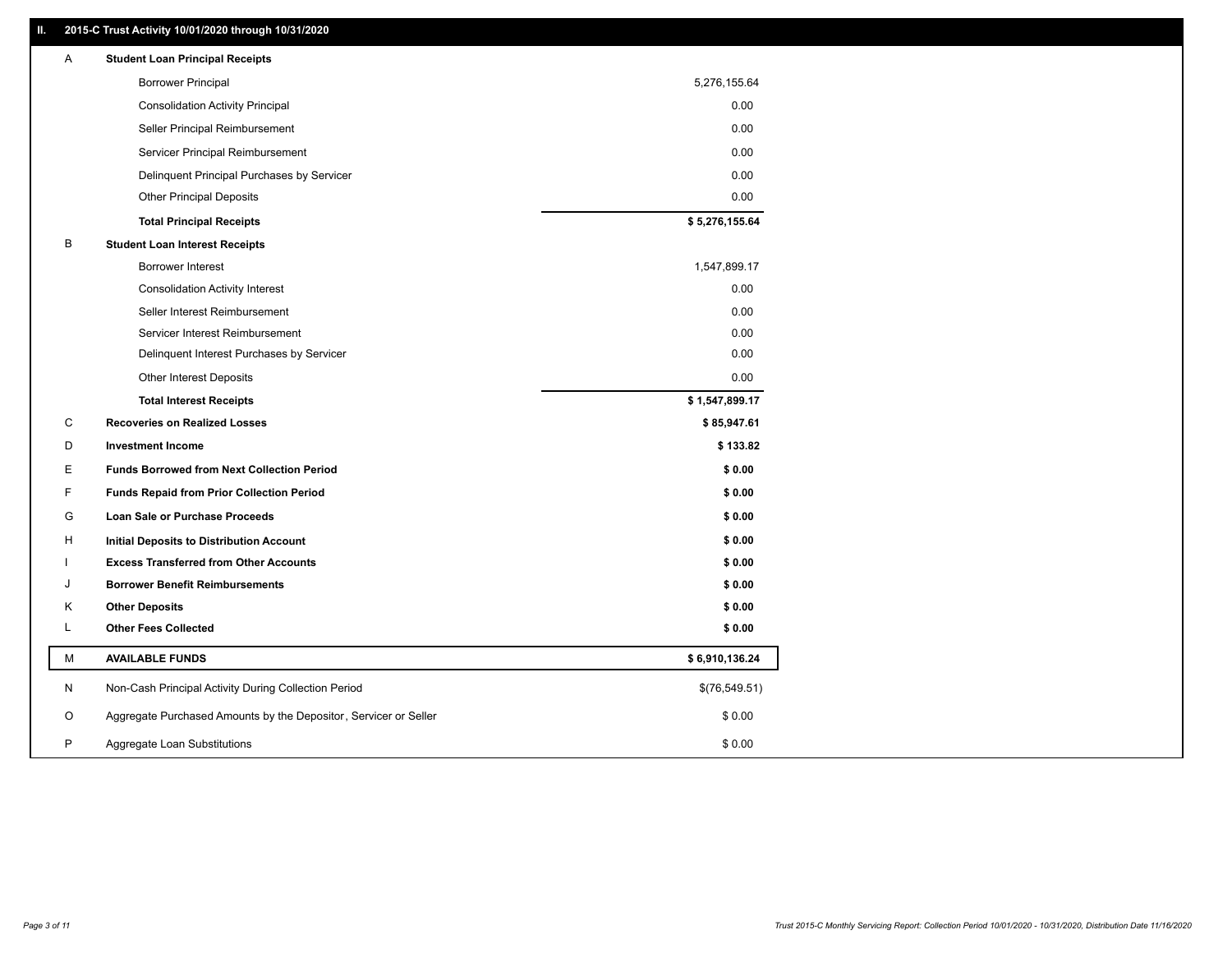## II. 2015-C Trust Activity 10/01/2020 through 10/31/2020

| | | |
|---|---|---|
| A | **Student Loan Principal Receipts** | |
| | Borrower Principal | 5,276,155.64 |
| | Consolidation Activity Principal | 0.00 |
| | Seller Principal Reimbursement | 0.00 |
| | Servicer Principal Reimbursement | 0.00 |
| | Delinquent Principal Purchases by Servicer | 0.00 |
| | Other Principal Deposits | 0.00 |
| | **Total Principal Receipts** | **$ 5,276,155.64** |
| B | **Student Loan Interest Receipts** | |
| | Borrower Interest | 1,547,899.17 |
| | Consolidation Activity Interest | 0.00 |
| | Seller Interest Reimbursement | 0.00 |
| | Servicer Interest Reimbursement | 0.00 |
| | Delinquent Interest Purchases by Servicer | 0.00 |
| | Other Interest Deposits | 0.00 |
| | **Total Interest Receipts** | **$ 1,547,899.17** |
| C | **Recoveries on Realized Losses** | **$ 85,947.61** |
| D | **Investment Income** | **$ 133.82** |
| E | **Funds Borrowed from Next Collection Period** | **$ 0.00** |
| F | **Funds Repaid from Prior Collection Period** | **$ 0.00** |
| G | **Loan Sale or Purchase Proceeds** | **$ 0.00** |
| H | **Initial Deposits to Distribution Account** | **$ 0.00** |
| I | **Excess Transferred from Other Accounts** | **$ 0.00** |
| J | **Borrower Benefit Reimbursements** | **$ 0.00** |
| K | **Other Deposits** | **$ 0.00** |
| L | **Other Fees Collected** | **$ 0.00** |
| M | **AVAILABLE FUNDS** | **$ 6,910,136.24** |
| N | Non-Cash Principal Activity During Collection Period | $(76,549.51) |
| O | Aggregate Purchased Amounts by the Depositor, Servicer or Seller | $ 0.00 |
| P | Aggregate Loan Substitutions | $ 0.00 |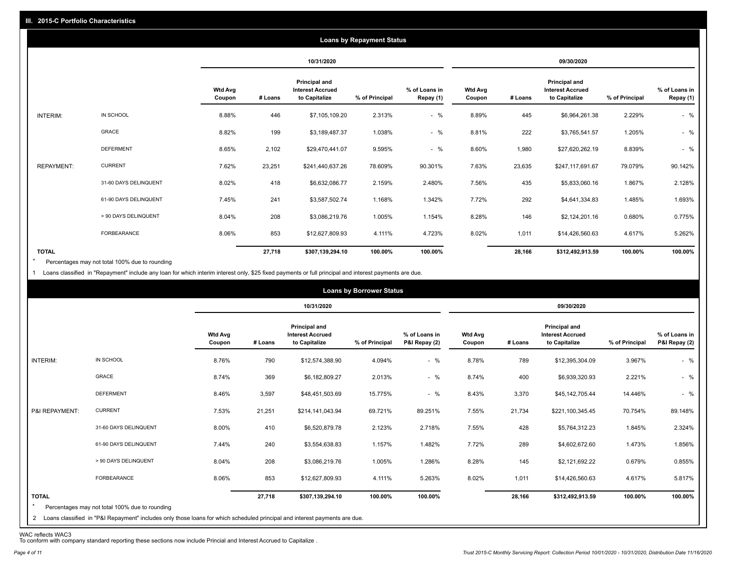## III. 2015-C Portfolio Characteristics

### Loans by Repayment Status

| | | 10/31/2020 | | | | | 09/30/2020 | | | | |
|---|---|---|---|---|---|---|---|---|---|---|---|
| | | Wtd Avg Coupon | # Loans | Principal and Interest Accrued to Capitalize | % of Principal | % of Loans in Repay (1) | Wtd Avg Coupon | # Loans | Principal and Interest Accrued to Capitalize | % of Principal | % of Loans in Repay (1) |
| INTERIM: | IN SCHOOL | 8.88% | 446 | $7,105,109.20 | 2.313% | - % | 8.89% | 445 | $6,964,261.38 | 2.229% | - % |
| | GRACE | 8.82% | 199 | $3,189,487.37 | 1.038% | - % | 8.81% | 222 | $3,765,541.57 | 1.205% | - % |
| | DEFERMENT | 8.65% | 2,102 | $29,470,441.07 | 9.595% | - % | 8.60% | 1,980 | $27,620,262.19 | 8.839% | - % |
| REPAYMENT: | CURRENT | 7.62% | 23,251 | $241,440,637.26 | 78.609% | 90.301% | 7.63% | 23,635 | $247,117,691.67 | 79.079% | 90.142% |
| | 31-60 DAYS DELINQUENT | 8.02% | 418 | $6,632,086.77 | 2.159% | 2.480% | 7.56% | 435 | $5,833,060.16 | 1.867% | 2.128% |
| | 61-90 DAYS DELINQUENT | 7.45% | 241 | $3,587,502.74 | 1.168% | 1.342% | 7.72% | 292 | $4,641,334.83 | 1.485% | 1.693% |
| | > 90 DAYS DELINQUENT | 8.04% | 208 | $3,086,219.76 | 1.005% | 1.154% | 8.28% | 146 | $2,124,201.16 | 0.680% | 0.775% |
| | FORBEARANCE | 8.06% | 853 | $12,627,809.93 | 4.111% | 4.723% | 8.02% | 1,011 | $14,426,560.63 | 4.617% | 5.262% |
| TOTAL | | | 27,718 | $307,139,294.10 | 100.00% | 100.00% | | 28,166 | $312,492,913.59 | 100.00% | 100.00% |

* Percentages may not total 100% due to rounding

1 Loans classified in "Repayment" include any loan for which interim interest only, $25 fixed payments or full principal and interest payments are due.

### Loans by Borrower Status

| | | 10/31/2020 | | | | | 09/30/2020 | | | | |
|---|---|---|---|---|---|---|---|---|---|---|---|
| | | Wtd Avg Coupon | # Loans | Principal and Interest Accrued to Capitalize | % of Principal | % of Loans in P&I Repay (2) | Wtd Avg Coupon | # Loans | Principal and Interest Accrued to Capitalize | % of Principal | % of Loans in P&I Repay (2) |
| INTERIM: | IN SCHOOL | 8.76% | 790 | $12,574,388.90 | 4.094% | - % | 8.78% | 789 | $12,395,304.09 | 3.967% | - % |
| | GRACE | 8.74% | 369 | $6,182,809.27 | 2.013% | - % | 8.74% | 400 | $6,939,320.93 | 2.221% | - % |
| | DEFERMENT | 8.46% | 3,597 | $48,451,503.69 | 15.775% | - % | 8.43% | 3,370 | $45,142,705.44 | 14.446% | - % |
| P&I REPAYMENT: | CURRENT | 7.53% | 21,251 | $214,141,043.94 | 69.721% | 89.251% | 7.55% | 21,734 | $221,100,345.45 | 70.754% | 89.148% |
| | 31-60 DAYS DELINQUENT | 8.00% | 410 | $6,520,879.78 | 2.123% | 2.718% | 7.55% | 428 | $5,764,312.23 | 1.845% | 2.324% |
| | 61-90 DAYS DELINQUENT | 7.44% | 240 | $3,554,638.83 | 1.157% | 1.482% | 7.72% | 289 | $4,602,672.60 | 1.473% | 1.856% |
| | > 90 DAYS DELINQUENT | 8.04% | 208 | $3,086,219.76 | 1.005% | 1.286% | 8.28% | 145 | $2,121,692.22 | 0.679% | 0.855% |
| | FORBEARANCE | 8.06% | 853 | $12,627,809.93 | 4.111% | 5.263% | 8.02% | 1,011 | $14,426,560.63 | 4.617% | 5.817% |
| TOTAL | | | 27,718 | $307,139,294.10 | 100.00% | 100.00% | | 28,166 | $312,492,913.59 | 100.00% | 100.00% |

* Percentages may not total 100% due to rounding

2 Loans classified in "P&I Repayment" includes only those loans for which scheduled principal and interest payments are due.

WAC reflects WAC3
To conform with company standard reporting these sections now include Princial and Interest Accrued to Capitalize .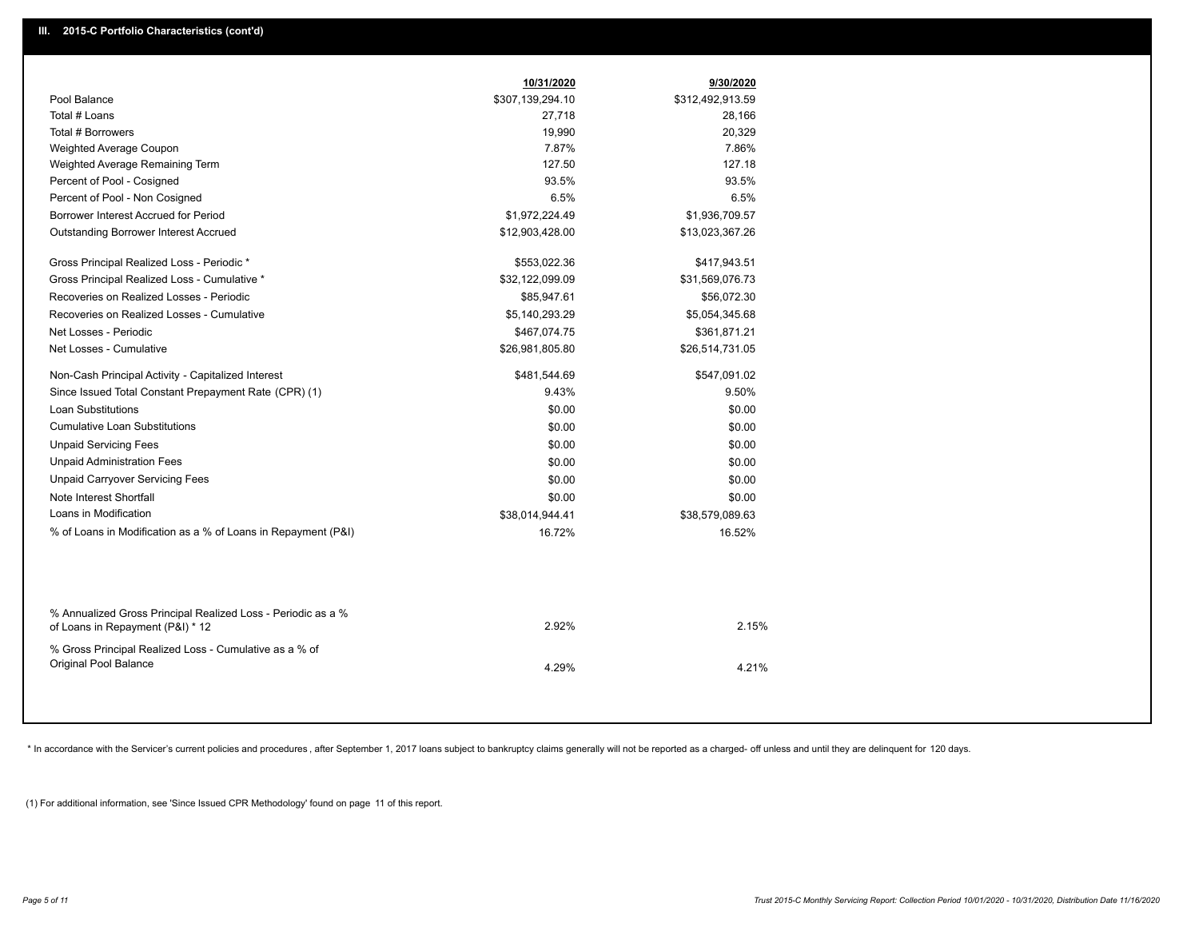### III. 2015-C Portfolio Characteristics (cont'd)

| | 10/31/2020 | 9/30/2020 |
|---|---|---|
| Pool Balance | $307,139,294.10 | $312,492,913.59 |
| Total # Loans | 27,718 | 28,166 |
| Total # Borrowers | 19,990 | 20,329 |
| Weighted Average Coupon | 7.87% | 7.86% |
| Weighted Average Remaining Term | 127.50 | 127.18 |
| Percent of Pool - Cosigned | 93.5% | 93.5% |
| Percent of Pool - Non Cosigned | 6.5% | 6.5% |
| Borrower Interest Accrued for Period | $1,972,224.49 | $1,936,709.57 |
| Outstanding Borrower Interest Accrued | $12,903,428.00 | $13,023,367.26 |
| Gross Principal Realized Loss - Periodic * | $553,022.36 | $417,943.51 |
| Gross Principal Realized Loss - Cumulative * | $32,122,099.09 | $31,569,076.73 |
| Recoveries on Realized Losses - Periodic | $85,947.61 | $56,072.30 |
| Recoveries on Realized Losses - Cumulative | $5,140,293.29 | $5,054,345.68 |
| Net Losses - Periodic | $467,074.75 | $361,871.21 |
| Net Losses - Cumulative | $26,981,805.80 | $26,514,731.05 |
| Non-Cash Principal Activity - Capitalized Interest | $481,544.69 | $547,091.02 |
| Since Issued Total Constant Prepayment Rate (CPR) (1) | 9.43% | 9.50% |
| Loan Substitutions | $0.00 | $0.00 |
| Cumulative Loan Substitutions | $0.00 | $0.00 |
| Unpaid Servicing Fees | $0.00 | $0.00 |
| Unpaid Administration Fees | $0.00 | $0.00 |
| Unpaid Carryover Servicing Fees | $0.00 | $0.00 |
| Note Interest Shortfall | $0.00 | $0.00 |
| Loans in Modification | $38,014,944.41 | $38,579,089.63 |
| % of Loans in Modification as a % of Loans in Repayment (P&I) | 16.72% | 16.52% |
| % Annualized Gross Principal Realized Loss - Periodic as a % of Loans in Repayment (P&I) * 12 | 2.92% | 2.15% |
| % Gross Principal Realized Loss - Cumulative as a % of Original Pool Balance | 4.29% | 4.21% |

* In accordance with the Servicer's current policies and procedures , after September 1, 2017 loans subject to bankruptcy claims generally will not be reported as a charged- off unless and until they are delinquent for 120 days.

(1) For additional information, see 'Since Issued CPR Methodology' found on page 11 of this report.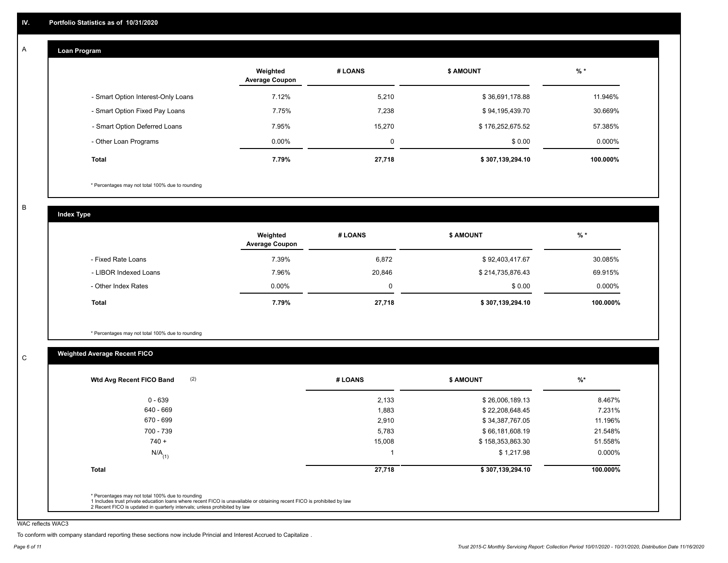## IV. Portfolio Statistics as of 10/31/2020

### A Loan Program

| | Weighted Average Coupon | # LOANS | $ AMOUNT | % * |
|---|---|---|---|---|
| - Smart Option Interest-Only Loans | 7.12% | 5,210 | $ 36,691,178.88 | 11.946% |
| - Smart Option Fixed Pay Loans | 7.75% | 7,238 | $ 94,195,439.70 | 30.669% |
| - Smart Option Deferred Loans | 7.95% | 15,270 | $ 176,252,675.52 | 57.385% |
| - Other Loan Programs | 0.00% | 0 | $ 0.00 | 0.000% |
| **Total** | **7.79%** | **27,718** | **$ 307,139,294.10** | **100.000%** |

* Percentages may not total 100% due to rounding

### B Index Type

| | Weighted Average Coupon | # LOANS | $ AMOUNT | % * |
|---|---|---|---|---|
| - Fixed Rate Loans | 7.39% | 6,872 | $ 92,403,417.67 | 30.085% |
| - LIBOR Indexed Loans | 7.96% | 20,846 | $ 214,735,876.43 | 69.915% |
| - Other Index Rates | 0.00% | 0 | $ 0.00 | 0.000% |
| **Total** | **7.79%** | **27,718** | **$ 307,139,294.10** | **100.000%** |

* Percentages may not total 100% due to rounding

### C Weighted Average Recent FICO

| Wtd Avg Recent FICO Band (2) | # LOANS | $ AMOUNT | %* |
|---|---|---|---|
| 0 - 639 | 2,133 | $ 26,006,189.13 | 8.467% |
| 640 - 669 | 1,883 | $ 22,208,648.45 | 7.231% |
| 670 - 699 | 2,910 | $ 34,387,767.05 | 11.196% |
| 700 - 739 | 5,783 | $ 66,181,608.19 | 21.548% |
| 740 + | 15,008 | $ 158,353,863.30 | 51.558% |
| N/A (1) | 1 | $ 1,217.98 | 0.000% |
| **Total** | **27,718** | **$ 307,139,294.10** | **100.000%** |

* Percentages may not total 100% due to rounding
1 Includes trust private education loans where recent FICO is unavailable or obtaining recent FICO is prohibited by law
2 Recent FICO is updated in quarterly intervals; unless prohibited by law

WAC reflects WAC3

To conform with company standard reporting these sections now include Princial and Interest Accrued to Capitalize .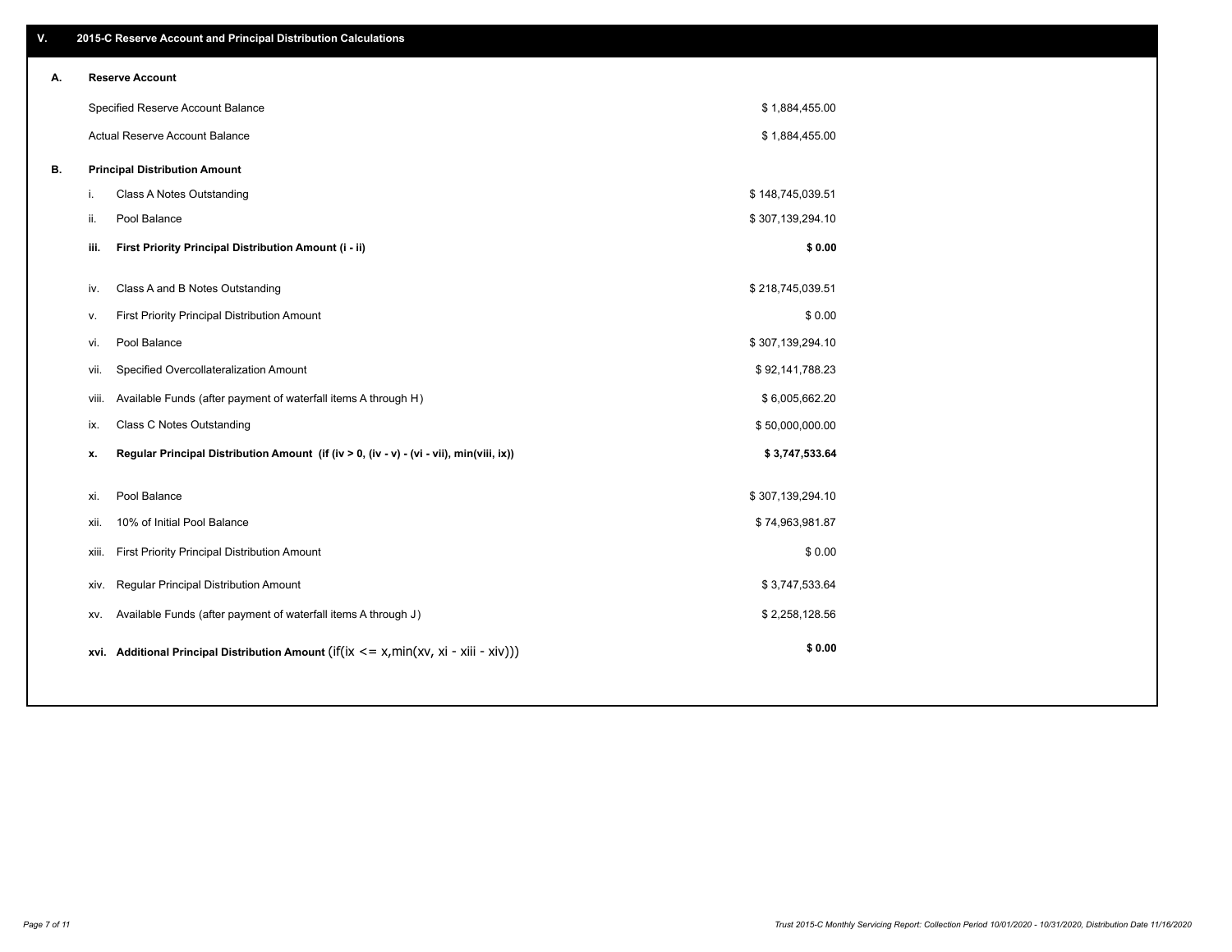## V. 2015-C Reserve Account and Principal Distribution Calculations

### A. Reserve Account

| | |
|---|---|
| Specified Reserve Account Balance | $ 1,884,455.00 |
| Actual Reserve Account Balance | $ 1,884,455.00 |

### B. Principal Distribution Amount

| | | |
|---|---|---|
| i. | Class A Notes Outstanding | $ 148,745,039.51 |
| ii. | Pool Balance | $ 307,139,294.10 |
| **iii.** | **First Priority Principal Distribution Amount (i - ii)** | **$ 0.00** |
| iv. | Class A and B Notes Outstanding | $ 218,745,039.51 |
| v. | First Priority Principal Distribution Amount | $ 0.00 |
| vi. | Pool Balance | $ 307,139,294.10 |
| vii. | Specified Overcollateralization Amount | $ 92,141,788.23 |
| viii. | Available Funds (after payment of waterfall items A through H) | $ 6,005,662.20 |
| ix. | Class C Notes Outstanding | $ 50,000,000.00 |
| **x.** | **Regular Principal Distribution Amount (if (iv > 0, (iv - v) - (vi - vii), min(viii, ix))** | **$ 3,747,533.64** |
| xi. | Pool Balance | $ 307,139,294.10 |
| xii. | 10% of Initial Pool Balance | $ 74,963,981.87 |
| xiii. | First Priority Principal Distribution Amount | $ 0.00 |
| xiv. | Regular Principal Distribution Amount | $ 3,747,533.64 |
| xv. | Available Funds (after payment of waterfall items A through J) | $ 2,258,128.56 |
| **xvi.** | **Additional Principal Distribution Amount** (if(ix <= x,min(xv, xi - xiii - xiv))) | **$ 0.00** |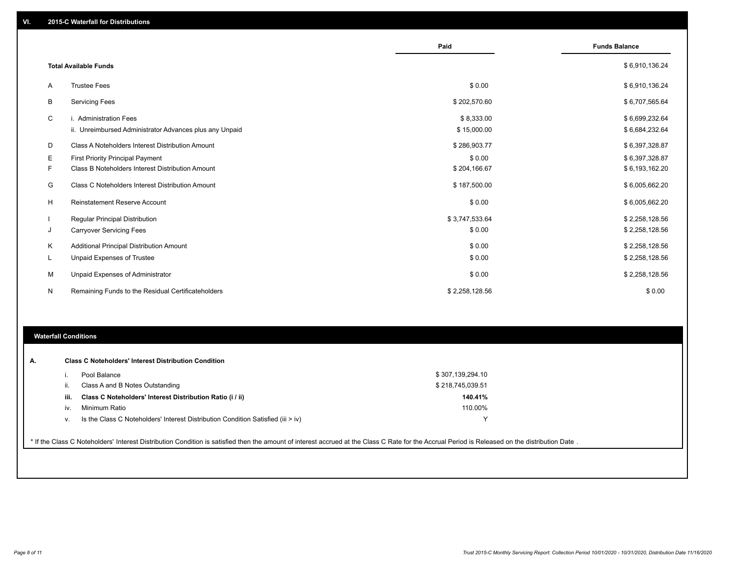## VI. 2015-C Waterfall for Distributions

| | | Paid | Funds Balance |
|---|---|---|---|
| | **Total Available Funds** | | $ 6,910,136.24 |
| A | Trustee Fees | $ 0.00 | $ 6,910,136.24 |
| B | Servicing Fees | $ 202,570.60 | $ 6,707,565.64 |
| C | i. Administration Fees | $ 8,333.00 | $ 6,699,232.64 |
| | ii. Unreimbursed Administrator Advances plus any Unpaid | $ 15,000.00 | $ 6,684,232.64 |
| D | Class A Noteholders Interest Distribution Amount | $ 286,903.77 | $ 6,397,328.87 |
| E | First Priority Principal Payment | $ 0.00 | $ 6,397,328.87 |
| F | Class B Noteholders Interest Distribution Amount | $ 204,166.67 | $ 6,193,162.20 |
| G | Class C Noteholders Interest Distribution Amount | $ 187,500.00 | $ 6,005,662.20 |
| H | Reinstatement Reserve Account | $ 0.00 | $ 6,005,662.20 |
| I | Regular Principal Distribution | $ 3,747,533.64 | $ 2,258,128.56 |
| J | Carryover Servicing Fees | $ 0.00 | $ 2,258,128.56 |
| K | Additional Principal Distribution Amount | $ 0.00 | $ 2,258,128.56 |
| L | Unpaid Expenses of Trustee | $ 0.00 | $ 2,258,128.56 |
| M | Unpaid Expenses of Administrator | $ 0.00 | $ 2,258,128.56 |
| N | Remaining Funds to the Residual Certificateholders | $ 2,258,128.56 | $ 0.00 |

### Waterfall Conditions

**A. Class C Noteholders' Interest Distribution Condition**

| | | |
|---|---|---|
| i. | Pool Balance | $ 307,139,294.10 |
| ii. | Class A and B Notes Outstanding | $ 218,745,039.51 |
| **iii.** | **Class C Noteholders' Interest Distribution Ratio (i / ii)** | **140.41%** |
| iv. | Minimum Ratio | 110.00% |
| v. | Is the Class C Noteholders' Interest Distribution Condition Satisfied (iii > iv) | Y |

* If the Class C Noteholders' Interest Distribution Condition is satisfied then the amount of interest accrued at the Class C Rate for the Accrual Period is Released on the distribution Date .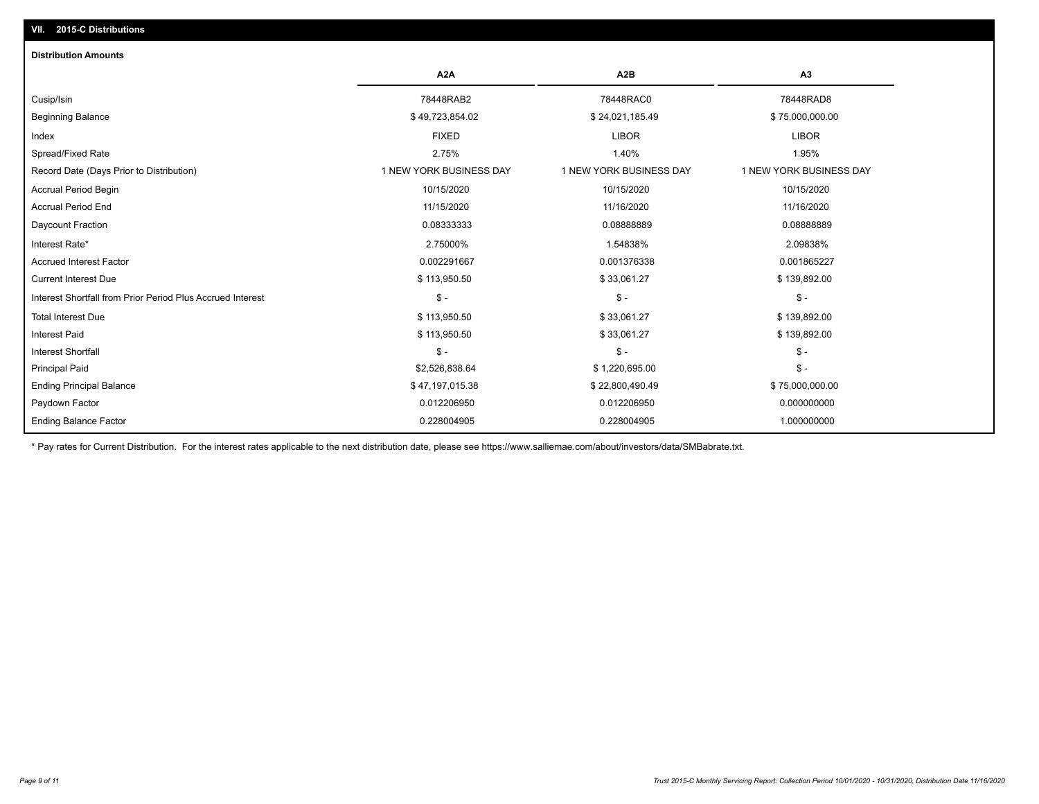## VII. 2015-C Distributions

### Distribution Amounts

| | A2A | A2B | A3 |
|---|---|---|---|
| Cusip/Isin | 78448RAB2 | 78448RAC0 | 78448RAD8 |
| Beginning Balance | $ 49,723,854.02 | $ 24,021,185.49 | $ 75,000,000.00 |
| Index | FIXED | LIBOR | LIBOR |
| Spread/Fixed Rate | 2.75% | 1.40% | 1.95% |
| Record Date (Days Prior to Distribution) | 1 NEW YORK BUSINESS DAY | 1 NEW YORK BUSINESS DAY | 1 NEW YORK BUSINESS DAY |
| Accrual Period Begin | 10/15/2020 | 10/15/2020 | 10/15/2020 |
| Accrual Period End | 11/15/2020 | 11/16/2020 | 11/16/2020 |
| Daycount Fraction | 0.08333333 | 0.08888889 | 0.08888889 |
| Interest Rate* | 2.75000% | 1.54838% | 2.09838% |
| Accrued Interest Factor | 0.002291667 | 0.001376338 | 0.001865227 |
| Current Interest Due | $ 113,950.50 | $ 33,061.27 | $ 139,892.00 |
| Interest Shortfall from Prior Period Plus Accrued Interest | $ - | $ - | $ - |
| Total Interest Due | $ 113,950.50 | $ 33,061.27 | $ 139,892.00 |
| Interest Paid | $ 113,950.50 | $ 33,061.27 | $ 139,892.00 |
| Interest Shortfall | $ - | $ - | $ - |
| Principal Paid | $2,526,838.64 | $ 1,220,695.00 | $ - |
| Ending Principal Balance | $ 47,197,015.38 | $ 22,800,490.49 | $ 75,000,000.00 |
| Paydown Factor | 0.012206950 | 0.012206950 | 0.000000000 |
| Ending Balance Factor | 0.228004905 | 0.228004905 | 1.000000000 |

* Pay rates for Current Distribution. For the interest rates applicable to the next distribution date, please see https://www.salliemae.com/about/investors/data/SMBabrate.txt.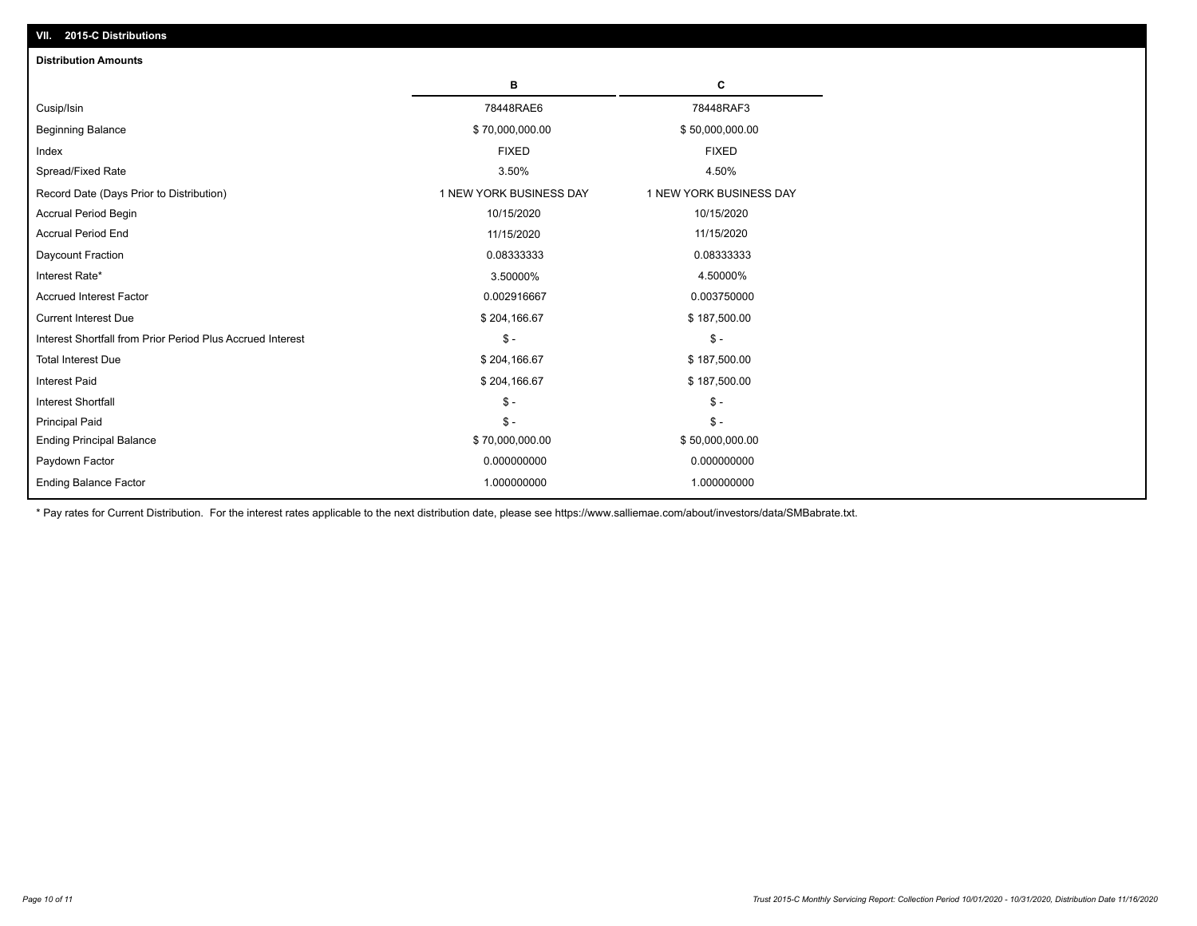## VII. 2015-C Distributions

### Distribution Amounts

| | B | C |
|---|---|---|
| Cusip/Isin | 78448RAE6 | 78448RAF3 |
| Beginning Balance | $ 70,000,000.00 | $ 50,000,000.00 |
| Index | FIXED | FIXED |
| Spread/Fixed Rate | 3.50% | 4.50% |
| Record Date (Days Prior to Distribution) | 1 NEW YORK BUSINESS DAY | 1 NEW YORK BUSINESS DAY |
| Accrual Period Begin | 10/15/2020 | 10/15/2020 |
| Accrual Period End | 11/15/2020 | 11/15/2020 |
| Daycount Fraction | 0.08333333 | 0.08333333 |
| Interest Rate* | 3.50000% | 4.50000% |
| Accrued Interest Factor | 0.002916667 | 0.003750000 |
| Current Interest Due | $ 204,166.67 | $ 187,500.00 |
| Interest Shortfall from Prior Period Plus Accrued Interest | $ - | $ - |
| Total Interest Due | $ 204,166.67 | $ 187,500.00 |
| Interest Paid | $ 204,166.67 | $ 187,500.00 |
| Interest Shortfall | $ - | $ - |
| Principal Paid | $ - | $ - |
| Ending Principal Balance | $ 70,000,000.00 | $ 50,000,000.00 |
| Paydown Factor | 0.000000000 | 0.000000000 |
| Ending Balance Factor | 1.000000000 | 1.000000000 |

* Pay rates for Current Distribution. For the interest rates applicable to the next distribution date, please see https://www.salliemae.com/about/investors/data/SMBabrate.txt.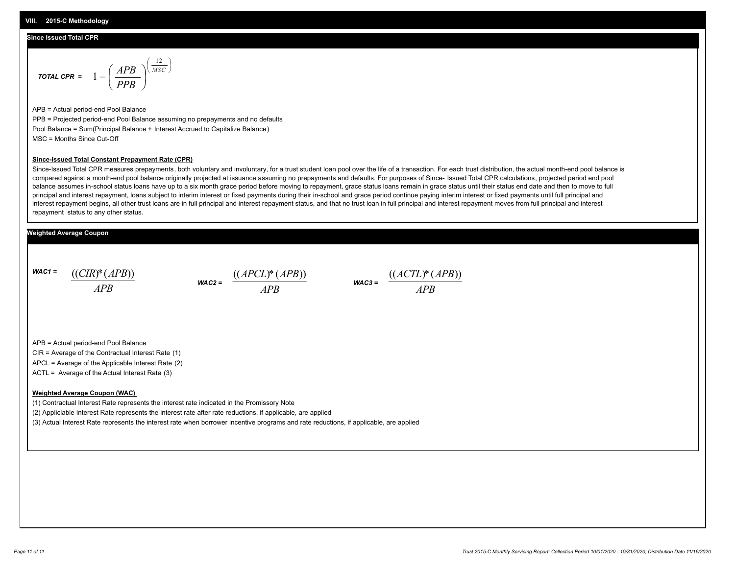## VIII. 2015-C Methodology

### Since Issued Total CPR

$$\textit{TOTAL CPR} = 1 - \left(\frac{APB}{PPB}\right)^{\left(\frac{12}{MSC}\right)}$$

APB = Actual period-end Pool Balance

PPB = Projected period-end Pool Balance assuming no prepayments and no defaults

Pool Balance = Sum(Principal Balance + Interest Accrued to Capitalize Balance)

MSC = Months Since Cut-Off

**Since-Issued Total Constant Prepayment Rate (CPR)**

Since-Issued Total CPR measures prepayments, both voluntary and involuntary, for a trust student loan pool over the life of a transaction. For each trust distribution, the actual month-end pool balance is compared against a month-end pool balance originally projected at issuance assuming no prepayments and defaults. For purposes of Since- Issued Total CPR calculations, projected period end pool balance assumes in-school status loans have up to a six month grace period before moving to repayment, grace status loans remain in grace status until their status end date and then to move to full principal and interest repayment, loans subject to interim interest or fixed payments during their in-school and grace period continue paying interim interest or fixed payments until full principal and interest repayment begins, all other trust loans are in full principal and interest repayment status, and that no trust loan in full principal and interest repayment moves from full principal and interest repayment status to any other status.

### Weighted Average Coupon

$$\textit{WAC1} = \frac{((CIR)^{*}(APB))}{APB} \qquad \textit{WAC2} = \frac{((APCL)^{*}(APB))}{APB} \qquad \textit{WAC3} = \frac{((ACTL)^{*}(APB))}{APB}$$

APB = Actual period-end Pool Balance

CIR = Average of the Contractual Interest Rate (1)

APCL = Average of the Applicable Interest Rate (2)

ACTL = Average of the Actual Interest Rate (3)

**Weighted Average Coupon (WAC)**

(1) Contractual Interest Rate represents the interest rate indicated in the Promissory Note

(2) Appliclable Interest Rate represents the interest rate after rate reductions, if applicable, are applied

(3) Actual Interest Rate represents the interest rate when borrower incentive programs and rate reductions, if applicable, are applied